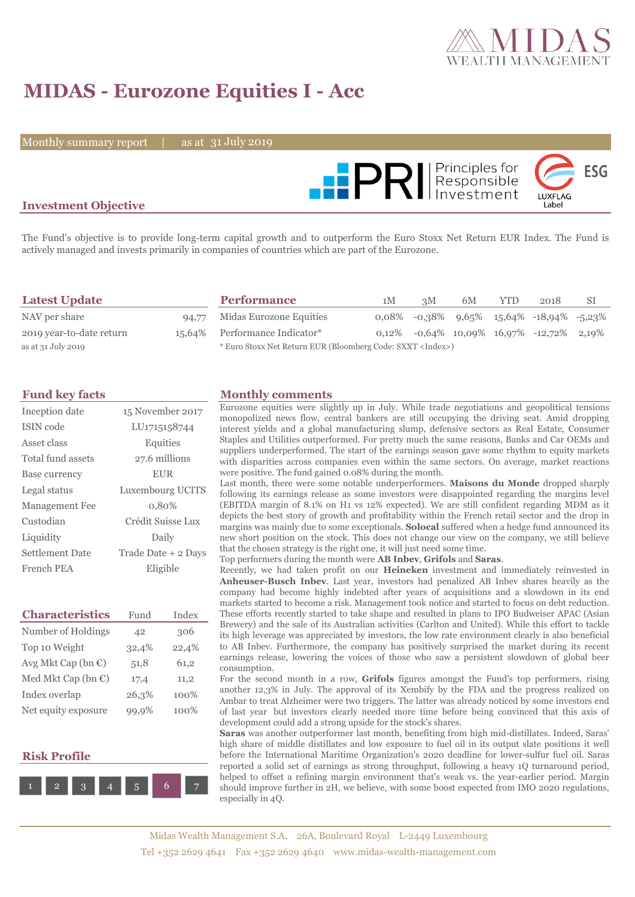# MIDAS - Eurozone Equities I - Acc

Monthly summary report | as at 31 July 2019

## Investment Objective

The Fund's objective is to provide long-term capital growth and to outperform the Euro Stoxx Net Return EUR Index. The Fund is actively managed and invests primarily in companies of countries which are part of the Eurozone.

## Latest Update

| | |
|---|---|
| NAV per share | 94,77 |
| 2019 year-to-date return | 15,64% |
| as at 31 July 2019 | |

## Performance

| | 1M | 3M | 6M | YTD | 2018 | SI |
|---|---|---|---|---|---|---|
| Midas Eurozone Equities | 0,08% | -0,38% | 9,65% | 15,64% | -18,94% | -5,23% |
| Performance Indicator* | 0,12% | -0,64% | 10,09% | 16,97% | -12,72% | 2,19% |

\* Euro Stoxx Net Return EUR (Bloomberg Code: SXXT <Index>)

## Fund key facts

| | |
|---|---|
| Inception date | 15 November 2017 |
| ISIN code | LU1715158744 |
| Asset class | Equities |
| Total fund assets | 27.6 millions |
| Base currency | EUR |
| Legal status | Luxembourg UCITS |
| Management Fee | 0,80% |
| Custodian | Crédit Suisse Lux |
| Liquidity | Daily |
| Settlement Date | Trade Date + 2 Days |
| French PEA | Eligible |

## Characteristics

| | Fund | Index |
|---|---|---|
| Number of Holdings | 42 | 306 |
| Top 10 Weight | 32,4% | 22,4% |
| Avg Mkt Cap (bn €) | 51,8 | 61,2 |
| Med Mkt Cap (bn €) | 17,4 | 11,2 |
| Index overlap | 26,3% | 100% |
| Net equity exposure | 99,9% | 100% |

## Risk Profile

1 2 3 4 5 **6** 7

## Monthly comments

Eurozone equities were slightly up in July. While trade negotiations and geopolitical tensions monopolized news flow, central bankers are still occupying the driving seat. Amid dropping interest yields and a global manufacturing slump, defensive sectors as Real Estate, Consumer Staples and Utilities outperformed. For pretty much the same reasons, Banks and Car OEMs and suppliers underperformed. The start of the earnings season gave some rhythm to equity markets with disparities across companies even within the same sectors. On average, market reactions were positive. The fund gained 0.08% during the month.

Last month, there were some notable underperformers. **Maisons du Monde** dropped sharply following its earnings release as some investors were disappointed regarding the margins level (EBITDA margin of 8.1% on H1 vs 12% expected). We are still confident regarding MDM as it depicts the best story of growth and profitability within the French retail sector and the drop in margins was mainly due to some exceptionals. **Solocal** suffered when a hedge fund announced its new short position on the stock. This does not change our view on the company, we still believe that the chosen strategy is the right one, it will just need some time.

Top performers during the month were **AB Inbev**, **Grifols** and **Saras**.

Recently, we had taken profit on our **Heineken** investment and immediately reinvested in **Anheuser-Busch Inbev**. Last year, investors had penalized AB Inbev shares heavily as the company had become highly indebted after years of acquisitions and a slowdown in its end markets started to become a risk. Management took notice and started to focus on debt reduction. These efforts recently started to take shape and resulted in plans to IPO Budweiser APAC (Asian Brewery) and the sale of its Australian activities (Carlton and United). While this effort to tackle its high leverage was appreciated by investors, the low rate environment clearly is also beneficial to AB Inbev. Furthermore, the company has positively surprised the market during its recent earnings release, lowering the voices of those who saw a persistent slowdown of global beer consumption.

For the second month in a row, **Grifols** figures amongst the Fund's top performers, rising another 12,3% in July. The approval of its Xembify by the FDA and the progress realized on Ambar to treat Alzheimer were two triggers. The latter was already noticed by some investors end of last year but investors clearly needed more time before being convinced that this axis of development could add a strong upside for the stock's shares.

**Saras** was another outperformer last month, benefiting from high mid-distillates. Indeed, Saras' high share of middle distillates and low exposure to fuel oil in its output slate positions it well before the International Maritime Organization's 2020 deadline for lower-sulfur fuel oil. Saras reported a solid set of earnings as strong throughput, following a heavy 1Q turnaround period, helped to offset a refining margin environment that's weak vs. the year-earlier period. Margin should improve further in 2H, we believe, with some boost expected from IMO 2020 regulations, especially in 4Q.

Midas Wealth Management S.A. 26A, Boulevard Royal L-2449 Luxembourg
Tel +352 2629 4641 Fax +352 2629 4640 www.midas-wealth-management.com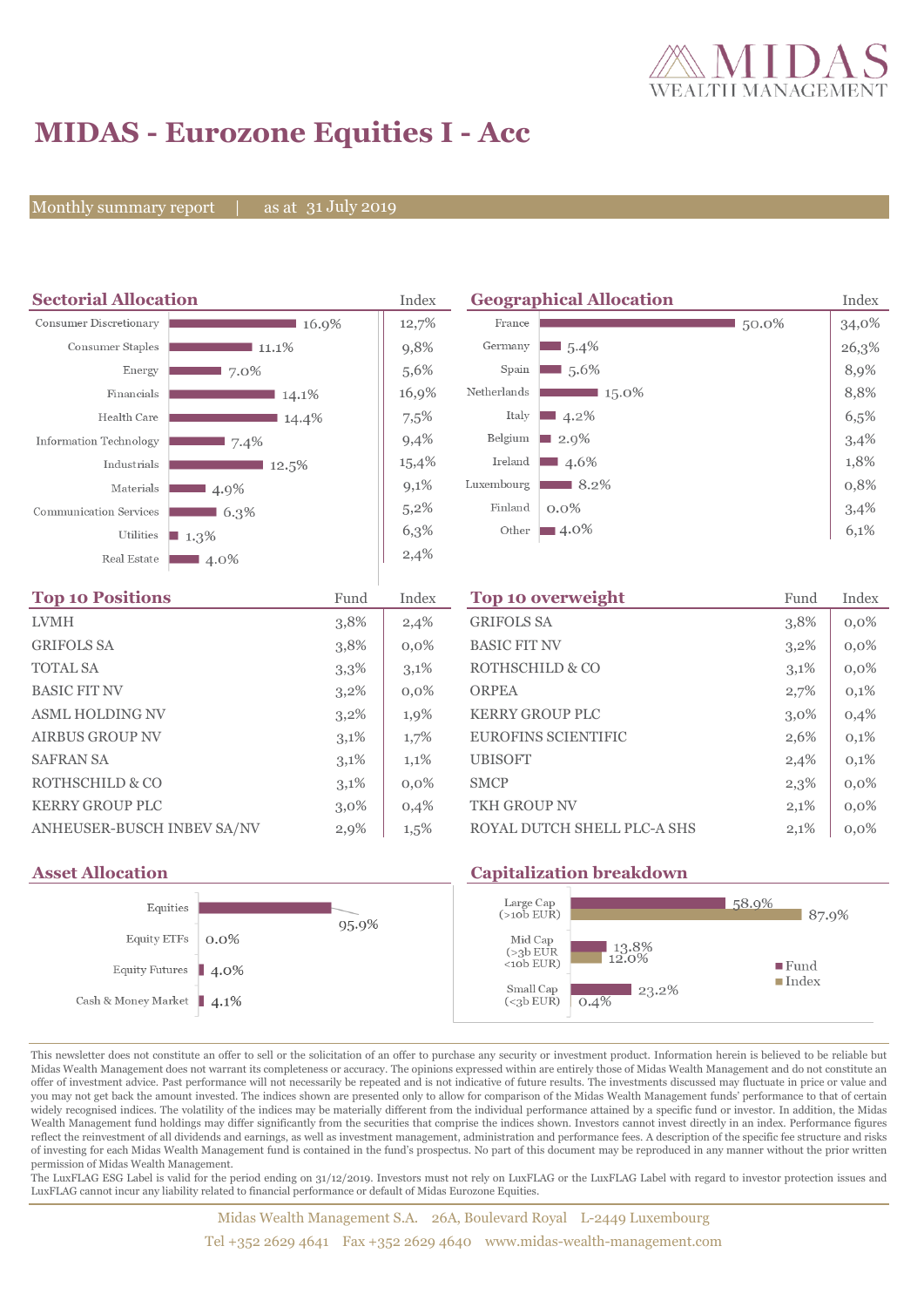# MIDAS - Eurozone Equities I - Acc

Monthly summary report | as at 31 July 2019

## Sectorial Allocation

Index

Consumer Discretionary 16.9% 12,7%
Consumer Staples 11.1% 9,8%
Energy 7.0% 5,6%
Financials 14.1% 16,9%
Health Care 14.4% 7,5%
Information Technology 7.4% 9,4%
Industrials 12.5% 15,4%
Materials 4.9% 9,1%
Communication Services 6.3% 5,2%
Utilities 1.3% 6,3%
Real Estate 4.0% 2,4%

## Geographical Allocation

Index

France 50.0% 34,0%
Germany 5.4% 26,3%
Spain 5.6% 8,9%
Netherlands 15.0% 8,8%
Italy 4.2% 6,5%
Belgium 2.9% 3,4%
Ireland 4.6% 1,8%
Luxembourg 8.2% 0,8%
Finland 0.0% 3,4%
Other 4.0% 6,1%

## Top 10 Positions

| Top 10 Positions | Fund | Index |
|---|---|---|
| LVMH | 3,8% | 2,4% |
| GRIFOLS SA | 3,8% | 0,0% |
| TOTAL SA | 3,3% | 3,1% |
| BASIC FIT NV | 3,2% | 0,0% |
| ASML HOLDING NV | 3,2% | 1,9% |
| AIRBUS GROUP NV | 3,1% | 1,7% |
| SAFRAN SA | 3,1% | 1,1% |
| ROTHSCHILD & CO | 3,1% | 0,0% |
| KERRY GROUP PLC | 3,0% | 0,4% |
| ANHEUSER-BUSCH INBEV SA/NV | 2,9% | 1,5% |

## Top 10 overweight

| Top 10 overweight | Fund | Index |
|---|---|---|
| GRIFOLS SA | 3,8% | 0,0% |
| BASIC FIT NV | 3,2% | 0,0% |
| ROTHSCHILD & CO | 3,1% | 0,0% |
| ORPEA | 2,7% | 0,1% |
| KERRY GROUP PLC | 3,0% | 0,4% |
| EUROFINS SCIENTIFIC | 2,6% | 0,1% |
| UBISOFT | 2,4% | 0,1% |
| SMCP | 2,3% | 0,0% |
| TKH GROUP NV | 2,1% | 0,0% |
| ROYAL DUTCH SHELL PLC-A SHS | 2,1% | 0,0% |

## Asset Allocation

Equities 95.9%
Equity ETFs 0.0%
Equity Futures 4.0%
Cash & Money Market 4.1%

## Capitalization breakdown

Large Cap (>10b EUR) 58.9% 87.9%
Mid Cap (>3b EUR <10b EUR) 13.8% 12.0%
Small Cap (<3b EUR) 23.2% 0.4%

Fund
Index

This newsletter does not constitute an offer to sell or the solicitation of an offer to purchase any security or investment product. Information herein is believed to be reliable but Midas Wealth Management does not warrant its completeness or accuracy. The opinions expressed within are entirely those of Midas Wealth Management and do not constitute an offer of investment advice. Past performance will not necessarily be repeated and is not indicative of future results. The investments discussed may fluctuate in price or value and you may not get back the amount invested. The indices shown are presented only to allow for comparison of the Midas Wealth Management funds' performance to that of certain widely recognised indices. The volatility of the indices may be materially different from the individual performance attained by a specific fund or investor. In addition, the Midas Wealth Management fund holdings may differ significantly from the securities that comprise the indices shown. Investors cannot invest directly in an index. Performance figures reflect the reinvestment of all dividends and earnings, as well as investment management, administration and performance fees. A description of the specific fee structure and risks of investing for each Midas Wealth Management fund is contained in the fund's prospectus. No part of this document may be reproduced in any manner without the prior written permission of Midas Wealth Management.

The LuxFLAG ESG Label is valid for the period ending on 31/12/2019. Investors must not rely on LuxFLAG or the LuxFLAG Label with regard to investor protection issues and LuxFLAG cannot incur any liability related to financial performance or default of Midas Eurozone Equities.

Midas Wealth Management S.A. 26A, Boulevard Royal L-2449 Luxembourg
Tel +352 2629 4641 Fax +352 2629 4640 www.midas-wealth-management.com